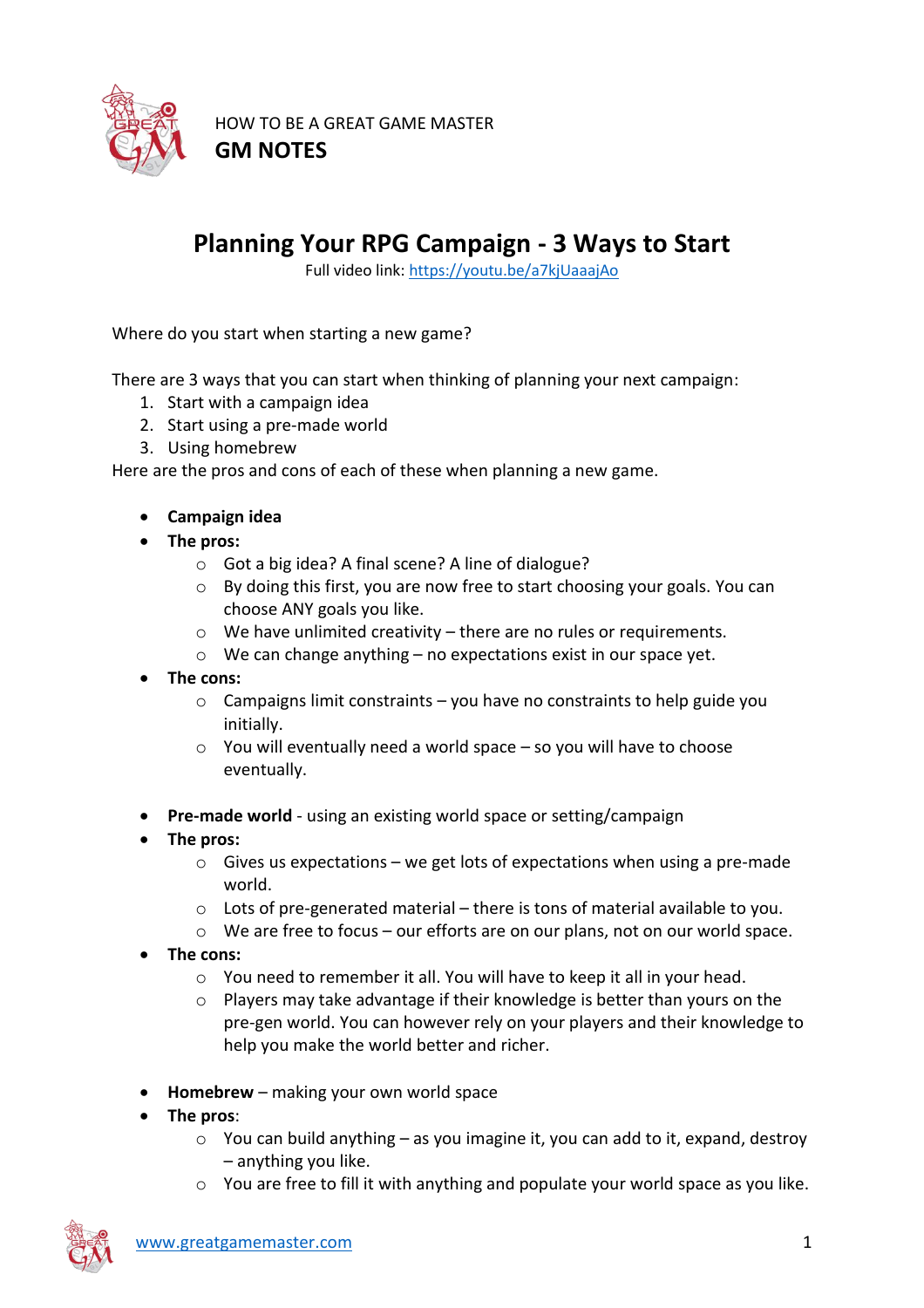HOW TO BE A GREAT GAME MASTER

**GM NOTES**

# Planning Your RPG Campaign - 3 Ways to Start

Full video link: https://youtu.be/a7kjUaaajAo

Where do you start when starting a new game?

There are 3 ways that you can start when thinking of planning your next campaign:

1. Start with a campaign idea
2. Start using a pre-made world
3. Using homebrew

Here are the pros and cons of each of these when planning a new game.

- **Campaign idea**
- **The pros:**
    - Got a big idea? A final scene? A line of dialogue?
    - By doing this first, you are now free to start choosing your goals. You can choose ANY goals you like.
    - We have unlimited creativity – there are no rules or requirements.
    - We can change anything – no expectations exist in our space yet.
- **The cons:**
    - Campaigns limit constraints – you have no constraints to help guide you initially.
    - You will eventually need a world space – so you will have to choose eventually.

- **Pre-made world** - using an existing world space or setting/campaign
- **The pros:**
    - Gives us expectations – we get lots of expectations when using a pre-made world.
    - Lots of pre-generated material – there is tons of material available to you.
    - We are free to focus – our efforts are on our plans, not on our world space.
- **The cons:**
    - You need to remember it all. You will have to keep it all in your head.
    - Players may take advantage if their knowledge is better than yours on the pre-gen world. You can however rely on your players and their knowledge to help you make the world better and richer.

- **Homebrew** – making your own world space
- **The pros**:
    - You can build anything – as you imagine it, you can add to it, expand, destroy – anything you like.
    - You are free to fill it with anything and populate your world space as you like.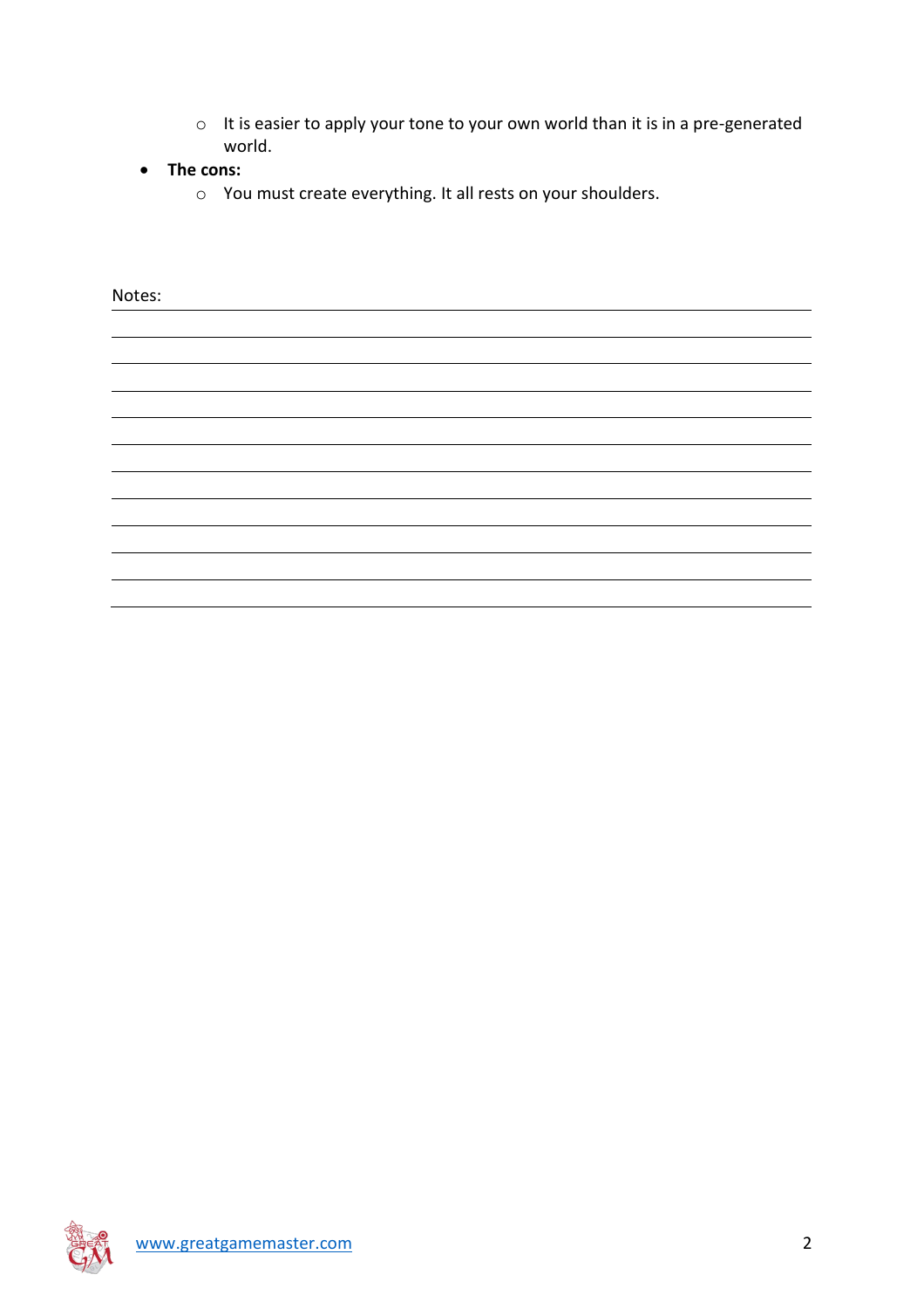- It is easier to apply your tone to your own world than it is in a pre-generated world.
- **The cons:**
  - You must create everything. It all rests on your shoulders.

Notes: